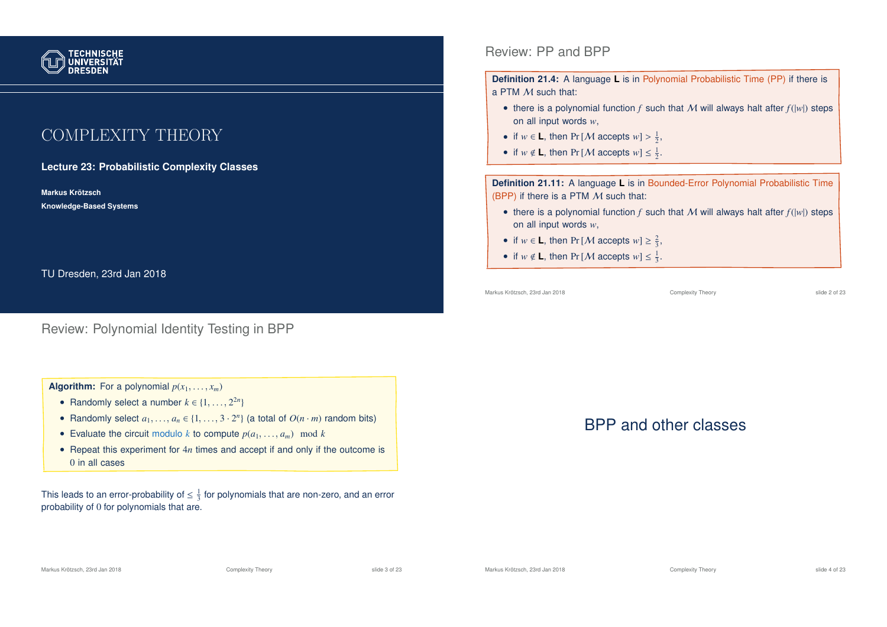# COMPLEXITY THEORY

**Lecture 23: Probabilistic Complexity Classes**

**Markus Krötzsch**

**Knowledge-Based Systems**

TU Dresden, 23rd Jan 2018

## Review: PP and BPP

**Definition 21.4:** A language **L** is in Polynomial Probabilistic Time (PP) if there is a PTM $\mathcal{M}$ such that:

- there is a polynomial function $f$ such that $\mathcal{M}$ will always halt after $f(|w|)$ steps on all input words $w$,
- if $w \in \mathbf{L}$, then $\Pr[\mathcal{M} \text{ accepts } w] > \frac{1}{2}$,
- if $w \notin \mathbf{L}$, then $\Pr[\mathcal{M} \text{ accepts } w] \leq \frac{1}{2}$.

**Definition 21.11:** A language **L** is in Bounded-Error Polynomial Probabilistic Time (BPP) if there is a PTM $\mathcal{M}$ such that:

- there is a polynomial function $f$ such that $\mathcal{M}$ will always halt after $f(|w|)$ steps on all input words $w$,
- if $w \in \mathbf{L}$, then $\Pr[\mathcal{M} \text{ accepts } w] \geq \frac{2}{3}$,
- if $w \notin \mathbf{L}$, then $\Pr[\mathcal{M} \text{ accepts } w] \leq \frac{1}{3}$.

## Review: Polynomial Identity Testing in BPP

**Algorithm:** For a polynomial $p(x_1, \ldots, x_m)$

- Randomly select a number $k \in \{1, \ldots, 2^{2n}\}$
- Randomly select $a_1, \ldots, a_n \in \{1, \ldots, 3 \cdot 2^n\}$ (a total of $O(n \cdot m)$ random bits)
- Evaluate the circuit modulo $k$ to compute $p(a_1, \ldots, a_m) \mod k$
- Repeat this experiment for $4n$ times and accept if and only if the outcome is $0$ in all cases

This leads to an error-probability of $\leq \frac{1}{3}$ for polynomials that are non-zero, and an error probability of $0$ for polynomials that are.

## BPP and other classes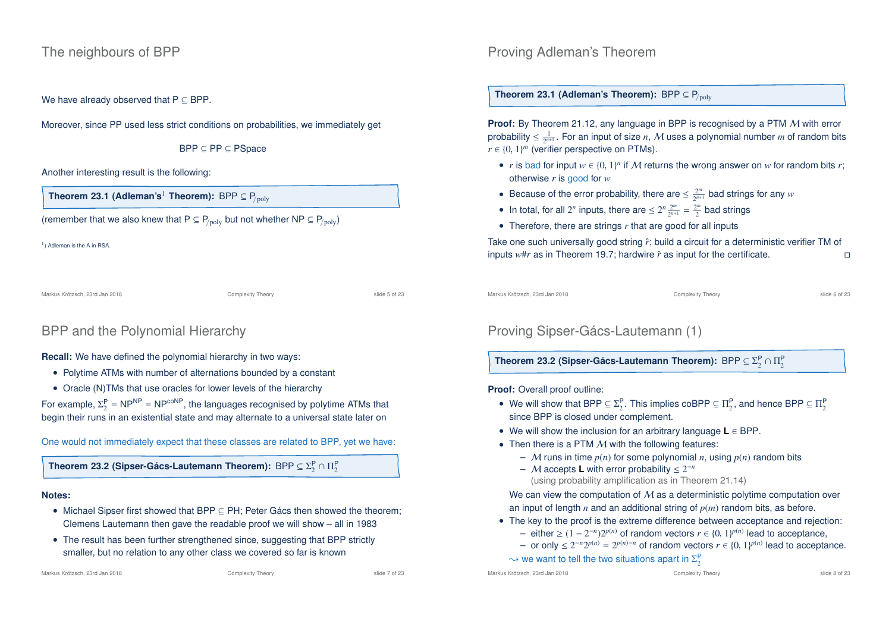## The neighbours of BPP

We have already observed that P ⊆ BPP.

Moreover, since PP used less strict conditions on probabilities, we immediately get

$$\text{BPP} \subseteq \text{PP} \subseteq \text{PSpace}$$

Another interesting result is the following:

**Theorem 23.1 (Adleman's[1] Theorem):** BPP ⊆ $\text{P}_{/\text{poly}}$

(remember that we also knew that P ⊆ $\text{P}_{/\text{poly}}$ but not whether NP ⊆ $\text{P}_{/\text{poly}}$)

[1]) Adleman is the A in RSA.

## Proving Adleman's Theorem

**Theorem 23.1 (Adleman's Theorem):** BPP ⊆ $\text{P}_{/\text{poly}}$

**Proof:** By Theorem 21.12, any language in BPP is recognised by a PTM $\mathcal{M}$ with error probability $\leq \frac{1}{2^{n+1}}$. For an input of size $n$, $\mathcal{M}$ uses a polynomial number $m$ of random bits $r \in \{0,1\}^m$ (verifier perspective on PTMs).

- $r$ is bad for input $w \in \{0,1\}^n$ if $\mathcal{M}$ returns the wrong answer on $w$ for random bits $r$; otherwise $r$ is good for $w$
- Because of the error probability, there are $\leq \frac{2^m}{2^{n+1}}$ bad strings for any $w$
- In total, for all $2^n$ inputs, there are $\leq 2^n \frac{2^m}{2^{n+1}} = \frac{2^m}{2}$ bad strings
- Therefore, there are strings $r$ that are good for all inputs

Take one such universally good string $\hat{r}$; build a circuit for a deterministic verifier TM of inputs $w\#r$ as in Theorem 19.7; hardwire $\hat{r}$ as input for the certificate. □

## BPP and the Polynomial Hierarchy

**Recall:** We have defined the polynomial hierarchy in two ways:

- Polytime ATMs with number of alternations bounded by a constant
- Oracle (N)TMs that use oracles for lower levels of the hierarchy

For example, $\Sigma_2^{\text{P}} = \text{NP}^{\text{NP}} = \text{NP}^{\text{coNP}}$, the languages recognised by polytime ATMs that begin their runs in an existential state and may alternate to a universal state later on

One would not immediately expect that these classes are related to BPP, yet we have:

**Theorem 23.2 (Sipser-Gács-Lautemann Theorem):** BPP ⊆ $\Sigma_2^{\text{P}} \cap \Pi_2^{\text{P}}$

**Notes:**

- Michael Sipser first showed that BPP ⊆ PH; Peter Gács then showed the theorem; Clemens Lautemann then gave the readable proof we will show – all in 1983
- The result has been further strengthened since, suggesting that BPP strictly smaller, but no relation to any other class we covered so far is known

## Proving Sipser-Gács-Lautemann (1)

**Theorem 23.2 (Sipser-Gács-Lautemann Theorem):** BPP ⊆ $\Sigma_2^{\text{P}} \cap \Pi_2^{\text{P}}$

**Proof:** Overall proof outline:

- We will show that BPP ⊆ $\Sigma_2^{\text{P}}$. This implies coBPP ⊆ $\Pi_2^{\text{P}}$, and hence BPP ⊆ $\Pi_2^{\text{P}}$ since BPP is closed under complement.
- We will show the inclusion for an arbitrary language **L** ∈ BPP.
- Then there is a PTM $\mathcal{M}$ with the following features:
  - $\mathcal{M}$ runs in time $p(n)$ for some polynomial $n$, using $p(n)$ random bits
  - $\mathcal{M}$ accepts **L** with error probability $\leq 2^{-n}$ (using probability amplification as in Theorem 21.14)

  We can view the computation of $\mathcal{M}$ as a deterministic polytime computation over an input of length $n$ and an additional string of $p(m)$ random bits, as before.
- The key to the proof is the extreme difference between acceptance and rejection:
  - either $\geq (1 - 2^{-n})2^{p(n)}$ of random vectors $r \in \{0,1\}^{p(n)}$ lead to acceptance,
  - or only $\leq 2^{-n}2^{p(n)} = 2^{p(n)-n}$ of random vectors $r \in \{0,1\}^{p(n)}$ lead to acceptance.

$\leadsto$ we want to tell the two situations apart in $\Sigma_2^{\text{P}}$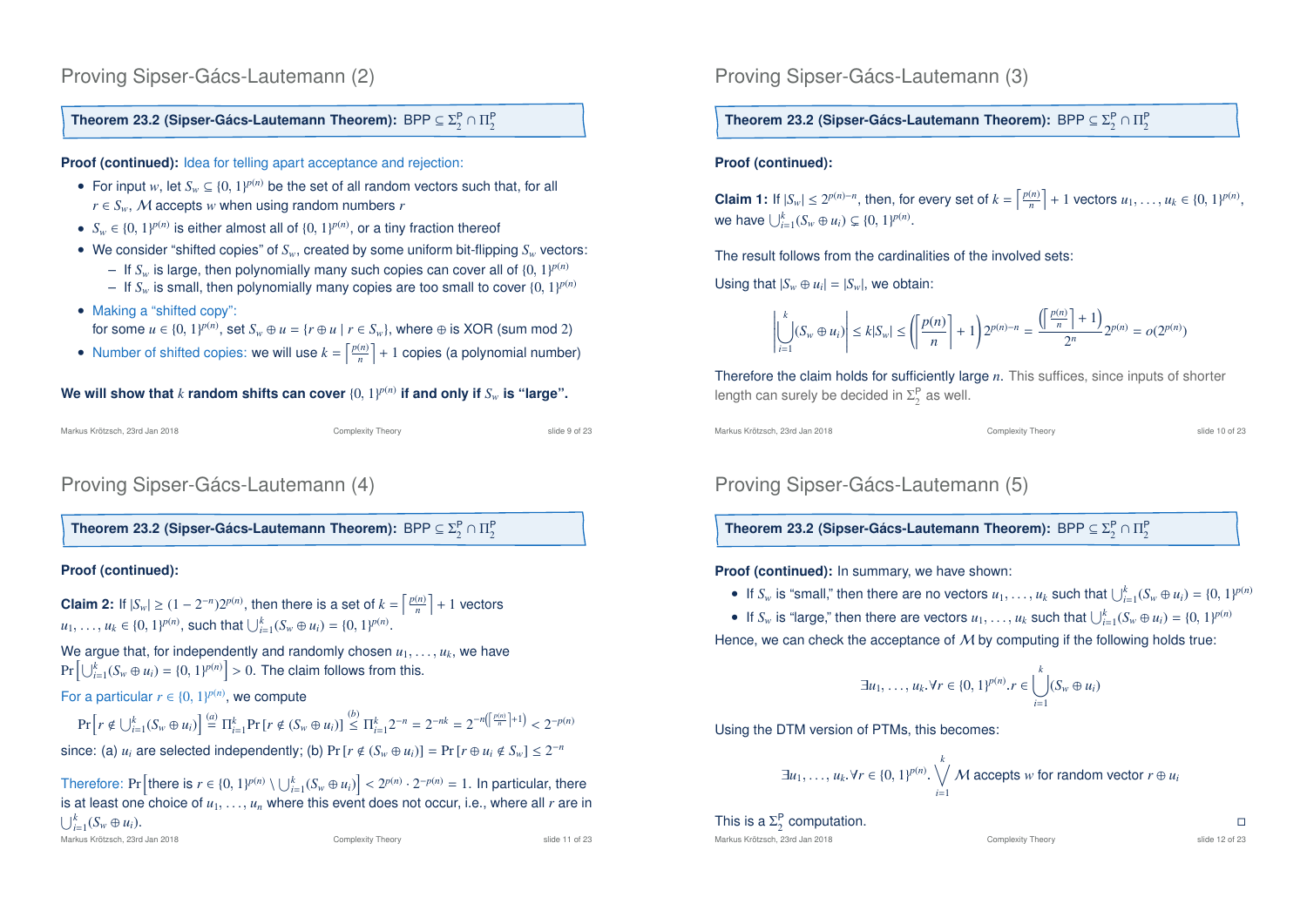# Proving Sipser-Gács-Lautemann (2)

**Theorem 23.2 (Sipser-Gács-Lautemann Theorem):** $\mathsf{BPP} \subseteq \Sigma_2^\mathsf{P} \cap \Pi_2^\mathsf{P}$

**Proof (continued):** Idea for telling apart acceptance and rejection:

- For input $w$, let $S_w \subseteq \{0,1\}^{p(n)}$ be the set of all random vectors such that, for all $r \in S_w$, $\mathcal{M}$ accepts $w$ when using random numbers $r$
- $S_w \in \{0,1\}^{p(n)}$ is either almost all of $\{0,1\}^{p(n)}$, or a tiny fraction thereof
- We consider "shifted copies" of $S_w$, created by some uniform bit-flipping $S_w$ vectors:
  - If $S_w$ is large, then polynomially many such copies can cover all of $\{0,1\}^{p(n)}$
  - If $S_w$ is small, then polynomially many copies are too small to cover $\{0,1\}^{p(n)}$
- Making a "shifted copy": for some $u \in \{0,1\}^{p(n)}$, set $S_w \oplus u = \{r \oplus u \mid r \in S_w\}$, where $\oplus$ is XOR (sum mod 2)
- Number of shifted copies: we will use $k = \left\lceil \frac{p(n)}{n} \right\rceil + 1$ copies (a polynomial number)

**We will show that $k$ random shifts can cover $\{0,1\}^{p(n)}$ if and only if $S_w$ is "large".**

# Proving Sipser-Gács-Lautemann (3)

**Theorem 23.2 (Sipser-Gács-Lautemann Theorem):** $\mathsf{BPP} \subseteq \Sigma_2^\mathsf{P} \cap \Pi_2^\mathsf{P}$

**Proof (continued):**

**Claim 1:** If $|S_w| \leq 2^{p(n)-n}$, then, for every set of $k = \left\lceil \frac{p(n)}{n} \right\rceil + 1$ vectors $u_1, \ldots, u_k \in \{0,1\}^{p(n)}$, we have $\bigcup_{i=1}^k (S_w \oplus u_i) \subsetneq \{0,1\}^{p(n)}$.

The result follows from the cardinalities of the involved sets:

Using that $|S_w \oplus u_i| = |S_w|$, we obtain:

$$\left|\bigcup_{i=1}^k (S_w \oplus u_i)\right| \leq k|S_w| \leq \left(\left\lceil \frac{p(n)}{n} \right\rceil + 1\right) 2^{p(n)-n} = \frac{\left(\left\lceil \frac{p(n)}{n} \right\rceil + 1\right)}{2^n} 2^{p(n)} = o(2^{p(n)})$$

Therefore the claim holds for sufficiently large $n$. This suffices, since inputs of shorter length can surely be decided in $\Sigma_2^\mathsf{P}$ as well.

# Proving Sipser-Gács-Lautemann (4)

**Theorem 23.2 (Sipser-Gács-Lautemann Theorem):** $\mathsf{BPP} \subseteq \Sigma_2^\mathsf{P} \cap \Pi_2^\mathsf{P}$

**Proof (continued):**

**Claim 2:** If $|S_w| \geq (1-2^{-n})2^{p(n)}$, then there is a set of $k = \left\lceil \frac{p(n)}{n} \right\rceil + 1$ vectors $u_1, \ldots, u_k \in \{0,1\}^{p(n)}$, such that $\bigcup_{i=1}^k (S_w \oplus u_i) = \{0,1\}^{p(n)}$.

We argue that, for independently and randomly chosen $u_1, \ldots, u_k$, we have $\Pr\left[\bigcup_{i=1}^k (S_w \oplus u_i) = \{0,1\}^{p(n)}\right] > 0$. The claim follows from this.

For a particular $r \in \{0,1\}^{p(n)}$, we compute

$$\Pr\left[r \notin \bigcup_{i=1}^k (S_w \oplus u_i)\right] \stackrel{(a)}{=} \Pi_{i=1}^k \Pr\left[r \notin (S_w \oplus u_i)\right] \stackrel{(b)}{\leq} \Pi_{i=1}^k 2^{-n} = 2^{-nk} = 2^{-n\left(\left\lceil \frac{p(n)}{n} \right\rceil + 1\right)} < 2^{-p(n)}$$

since: (a) $u_i$ are selected independently; (b) $\Pr\left[r \notin (S_w \oplus u_i)\right] = \Pr\left[r \oplus u_i \notin S_w\right] \leq 2^{-n}$

Therefore: $\Pr\left[\text{there is } r \in \{0,1\}^{p(n)} \setminus \bigcup_{i=1}^k (S_w \oplus u_i)\right] < 2^{p(n)} \cdot 2^{-p(n)} = 1$. In particular, there is at least one choice of $u_1, \ldots, u_n$ where this event does not occur, i.e., where all $r$ are in $\bigcup_{i=1}^k (S_w \oplus u_i)$.

# Proving Sipser-Gács-Lautemann (5)

**Theorem 23.2 (Sipser-Gács-Lautemann Theorem):** $\mathsf{BPP} \subseteq \Sigma_2^\mathsf{P} \cap \Pi_2^\mathsf{P}$

**Proof (continued):** In summary, we have shown:

- If $S_w$ is "small," then there are no vectors $u_1, \ldots, u_k$ such that $\bigcup_{i=1}^k (S_w \oplus u_i) = \{0,1\}^{p(n)}$
- If $S_w$ is "large," then there are vectors $u_1, \ldots, u_k$ such that $\bigcup_{i=1}^k (S_w \oplus u_i) = \{0,1\}^{p(n)}$

Hence, we can check the acceptance of $\mathcal{M}$ by computing if the following holds true:

$$\exists u_1, \ldots, u_k. \forall r \in \{0,1\}^{p(n)}. r \in \bigcup_{i=1}^k (S_w \oplus u_i)$$

Using the DTM version of PTMs, this becomes:

$$\exists u_1, \ldots, u_k. \forall r \in \{0,1\}^{p(n)}. \bigvee_{i=1}^k \mathcal{M} \text{ accepts } w \text{ for random vector } r \oplus u_i$$

This is a $\Sigma_2^\mathsf{P}$ computation. $\square$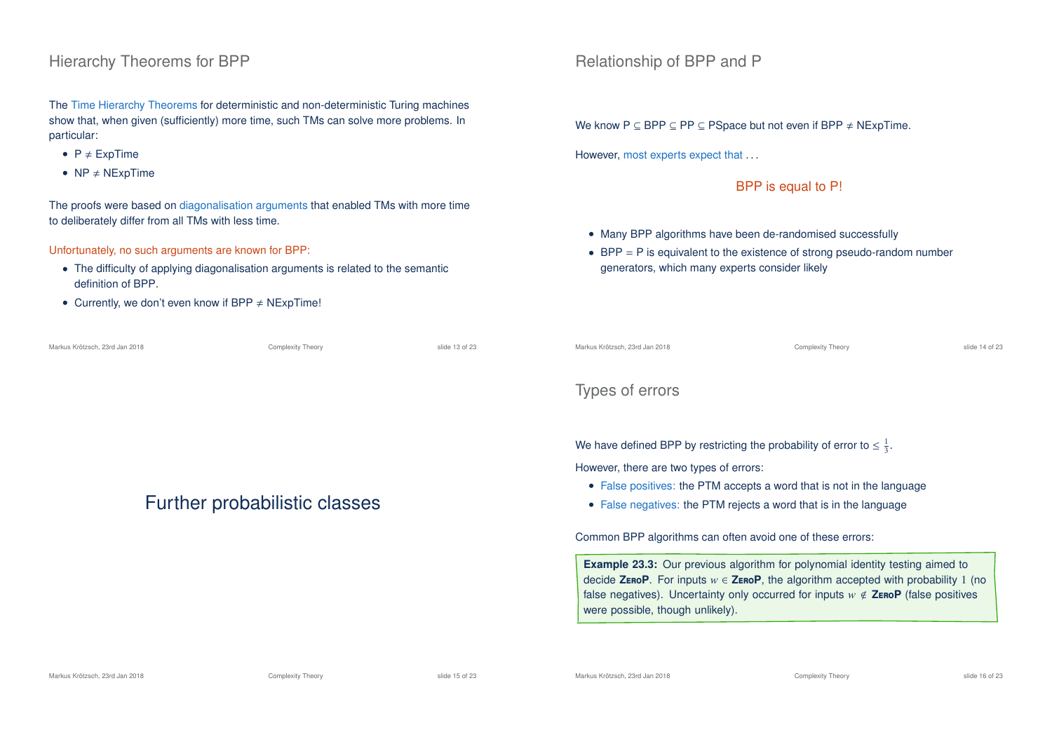## Hierarchy Theorems for BPP

The Time Hierarchy Theorems for deterministic and non-deterministic Turing machines show that, when given (sufficiently) more time, such TMs can solve more problems. In particular:

- P $\neq$ ExpTime
- NP $\neq$ NExpTime

The proofs were based on diagonalisation arguments that enabled TMs with more time to deliberately differ from all TMs with less time.

Unfortunately, no such arguments are known for BPP:

- The difficulty of applying diagonalisation arguments is related to the semantic definition of BPP.
- Currently, we don't even know if BPP $\neq$ NExpTime!

## Relationship of BPP and P

We know P $\subseteq$ BPP $\subseteq$ PP $\subseteq$ PSpace but not even if BPP $\neq$ NExpTime.

However, most experts expect that ...

**BPP is equal to P!**

- Many BPP algorithms have been de-randomised successfully
- BPP = P is equivalent to the existence of strong pseudo-random number generators, which many experts consider likely

# Further probabilistic classes

## Types of errors

We have defined BPP by restricting the probability of error to $\leq \frac{1}{3}$.

However, there are two types of errors:

- False positives: the PTM accepts a word that is not in the language
- False negatives: the PTM rejects a word that is in the language

Common BPP algorithms can often avoid one of these errors:

**Example 23.3:** Our previous algorithm for polynomial identity testing aimed to decide **ZeroP**. For inputs $w \in$ **ZeroP**, the algorithm accepted with probability $1$ (no false negatives). Uncertainty only occurred for inputs $w \notin$ **ZeroP** (false positives were possible, though unlikely).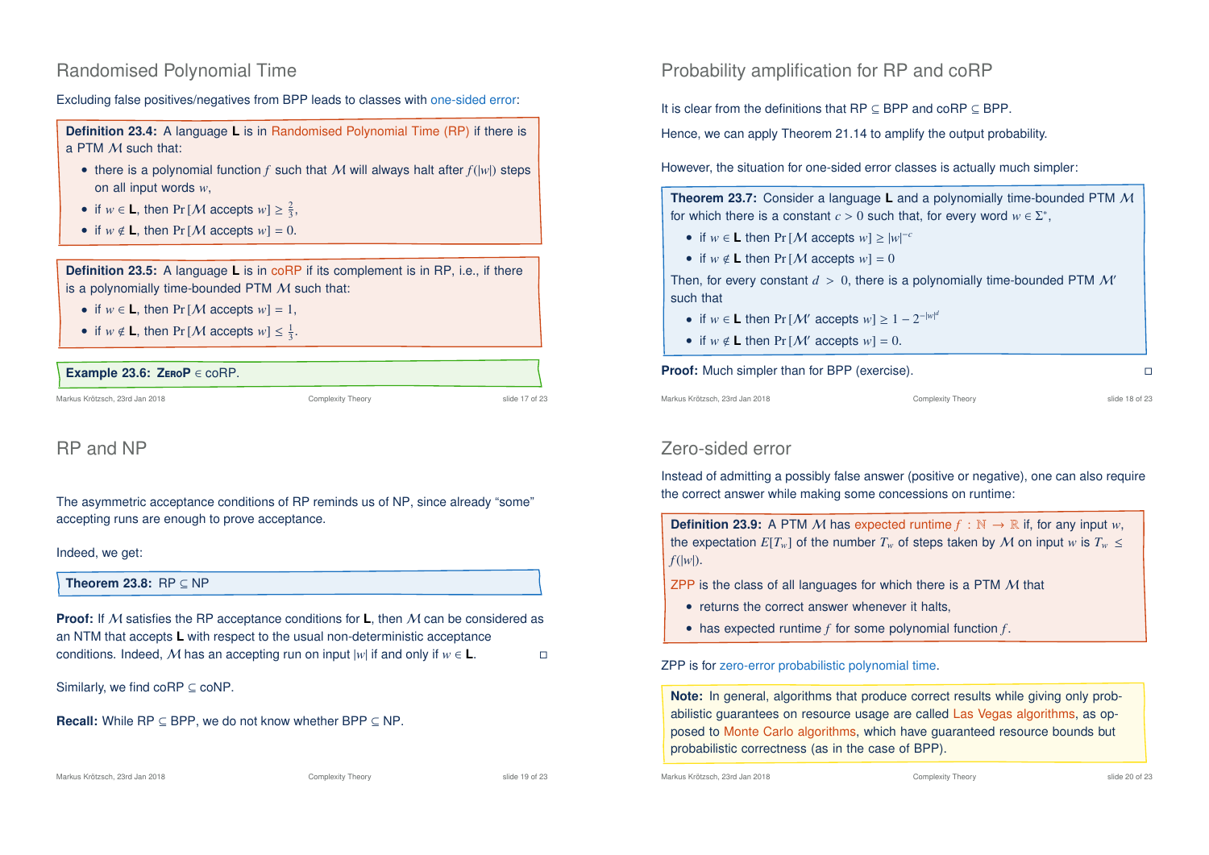## Randomised Polynomial Time

Excluding false positives/negatives from BPP leads to classes with one-sided error:

**Definition 23.4:** A language **L** is in Randomised Polynomial Time (RP) if there is a PTM $\mathcal{M}$ such that:

- there is a polynomial function $f$ such that $\mathcal{M}$ will always halt after $f(|w|)$ steps on all input words $w$,
- if $w \in \mathbf{L}$, then $\Pr[\mathcal{M} \text{ accepts } w] \geq \frac{2}{3}$,
- if $w \notin \mathbf{L}$, then $\Pr[\mathcal{M} \text{ accepts } w] = 0$.

**Definition 23.5:** A language **L** is in coRP if its complement is in RP, i.e., if there is a polynomially time-bounded PTM $\mathcal{M}$ such that:

- if $w \in \mathbf{L}$, then $\Pr[\mathcal{M} \text{ accepts } w] = 1$,
- if $w \notin \mathbf{L}$, then $\Pr[\mathcal{M} \text{ accepts } w] \leq \frac{1}{3}$.

**Example 23.6:** **ZeroP** $\in$ coRP.

## Probability amplification for RP and coRP

It is clear from the definitions that RP $\subseteq$ BPP and coRP $\subseteq$ BPP.

Hence, we can apply Theorem 21.14 to amplify the output probability.

However, the situation for one-sided error classes is actually much simpler:

**Theorem 23.7:** Consider a language **L** and a polynomially time-bounded PTM $\mathcal{M}$ for which there is a constant $c > 0$ such that, for every word $w \in \Sigma^*$,

- if $w \in \mathbf{L}$ then $\Pr[\mathcal{M} \text{ accepts } w] \geq |w|^{-c}$
- if $w \notin \mathbf{L}$ then $\Pr[\mathcal{M} \text{ accepts } w] = 0$

Then, for every constant $d > 0$, there is a polynomially time-bounded PTM $\mathcal{M}'$ such that

- if $w \in \mathbf{L}$ then $\Pr[\mathcal{M}' \text{ accepts } w] \geq 1 - 2^{-|w|^d}$
- if $w \notin \mathbf{L}$ then $\Pr[\mathcal{M}' \text{ accepts } w] = 0$.

**Proof:** Much simpler than for BPP (exercise). □

## RP and NP

The asymmetric acceptance conditions of RP reminds us of NP, since already "some" accepting runs are enough to prove acceptance.

Indeed, we get:

**Theorem 23.8:** RP $\subseteq$ NP

**Proof:** If $\mathcal{M}$ satisfies the RP acceptance conditions for **L**, then $\mathcal{M}$ can be considered as an NTM that accepts **L** with respect to the usual non-deterministic acceptance conditions. Indeed, $\mathcal{M}$ has an accepting run on input $|w|$ if and only if $w \in \mathbf{L}$. □

Similarly, we find coRP $\subseteq$ coNP.

**Recall:** While RP $\subseteq$ BPP, we do not know whether BPP $\subseteq$ NP.

## Zero-sided error

Instead of admitting a possibly false answer (positive or negative), one can also require the correct answer while making some concessions on runtime:

**Definition 23.9:** A PTM $\mathcal{M}$ has expected runtime $f : \mathbb{N} \to \mathbb{R}$ if, for any input $w$, the expectation $E[T_w]$ of the number $T_w$ of steps taken by $\mathcal{M}$ on input $w$ is $T_w \leq f(|w|)$.

ZPP is the class of all languages for which there is a PTM $\mathcal{M}$ that

- returns the correct answer whenever it halts,
- has expected runtime $f$ for some polynomial function $f$.

ZPP is for zero-error probabilistic polynomial time.

**Note:** In general, algorithms that produce correct results while giving only probabilistic guarantees on resource usage are called Las Vegas algorithms, as opposed to Monte Carlo algorithms, which have guaranteed resource bounds but probabilistic correctness (as in the case of BPP).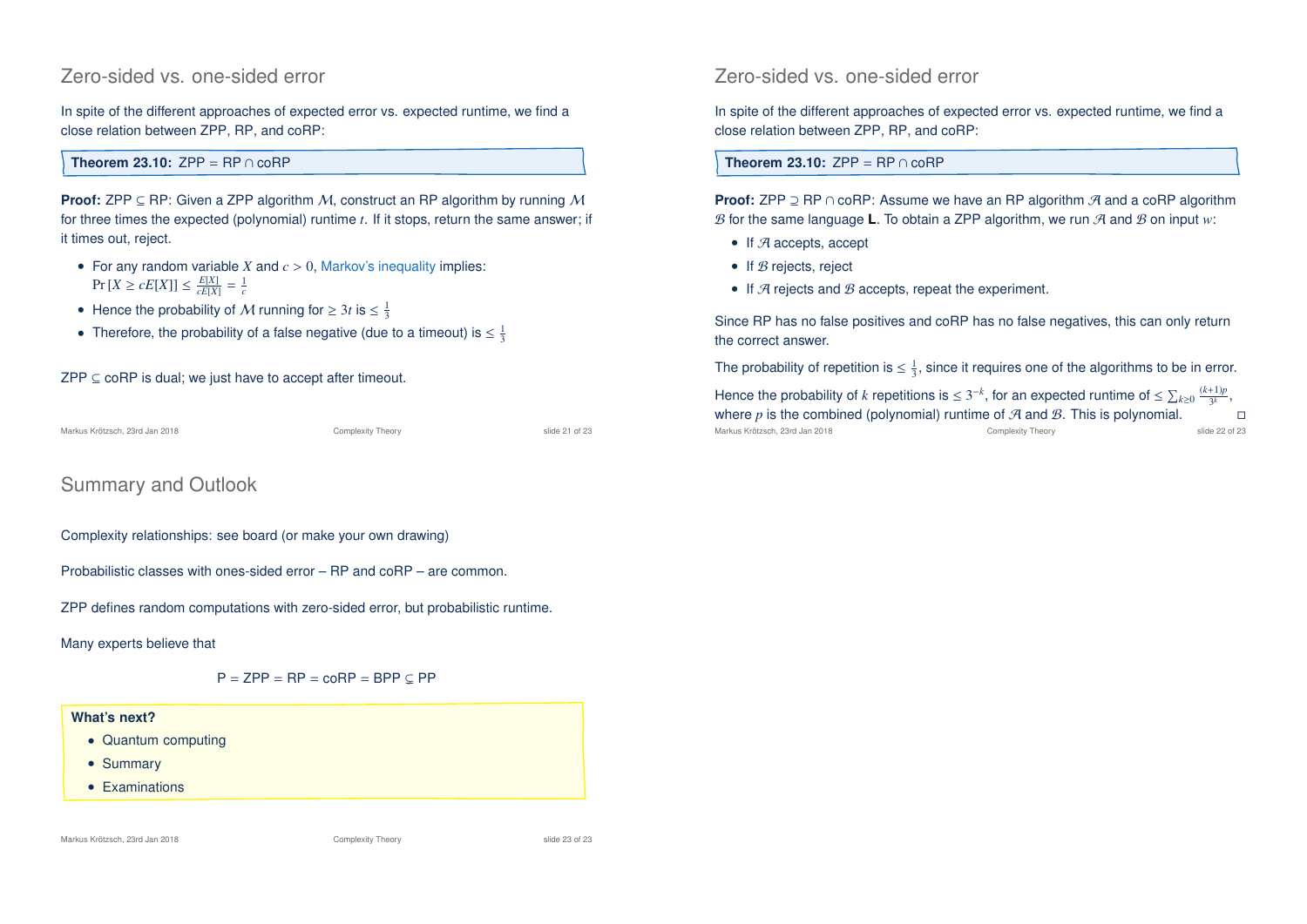## Zero-sided vs. one-sided error

In spite of the different approaches of expected error vs. expected runtime, we find a close relation between ZPP, RP, and coRP:

**Theorem 23.10:** ZPP = RP ∩ coRP

**Proof:** ZPP ⊆ RP: Given a ZPP algorithm $\mathcal{M}$, construct an RP algorithm by running $\mathcal{M}$ for three times the expected (polynomial) runtime $t$. If it stops, return the same answer; if it times out, reject.

- For any random variable $X$ and $c > 0$, Markov's inequality implies: $\Pr[X \geq cE[X]] \leq \frac{E[X]}{cE[X]} = \frac{1}{c}$
- Hence the probability of $\mathcal{M}$ running for $\geq 3t$ is $\leq \frac{1}{3}$
- Therefore, the probability of a false negative (due to a timeout) is $\leq \frac{1}{3}$

ZPP ⊆ coRP is dual; we just have to accept after timeout.

## Zero-sided vs. one-sided error

In spite of the different approaches of expected error vs. expected runtime, we find a close relation between ZPP, RP, and coRP:

**Theorem 23.10:** ZPP = RP ∩ coRP

**Proof:** ZPP ⊇ RP ∩ coRP: Assume we have an RP algorithm $\mathcal{A}$ and a coRP algorithm $\mathcal{B}$ for the same language **L**. To obtain a ZPP algorithm, we run $\mathcal{A}$ and $\mathcal{B}$ on input $w$:

- If $\mathcal{A}$ accepts, accept
- If $\mathcal{B}$ rejects, reject
- If $\mathcal{A}$ rejects and $\mathcal{B}$ accepts, repeat the experiment.

Since RP has no false positives and coRP has no false negatives, this can only return the correct answer.

The probability of repetition is $\leq \frac{1}{3}$, since it requires one of the algorithms to be in error.

Hence the probability of $k$ repetitions is $\leq 3^{-k}$, for an expected runtime of $\leq \sum_{k\geq 0} \frac{(k+1)p}{3^k}$, where $p$ is the combined (polynomial) runtime of $\mathcal{A}$ and $\mathcal{B}$. This is polynomial. □

## Summary and Outlook

Complexity relationships: see board (or make your own drawing)

Probabilistic classes with ones-sided error – RP and coRP – are common.

ZPP defines random computations with zero-sided error, but probabilistic runtime.

Many experts believe that

$$\text{P} = \text{ZPP} = \text{RP} = \text{coRP} = \text{BPP} \subsetneq \text{PP}$$

**What's next?**

- Quantum computing
- Summary
- Examinations